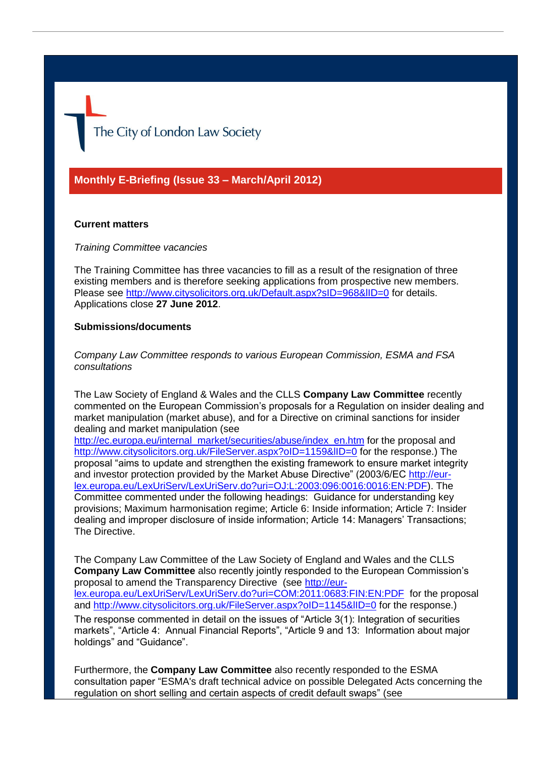The City of London Law Society

## Monthly E-Briefing (Issue 33 – March/April 2012)

### Current matters

*Training Committee vacancies*

The Training Committee has three vacancies to fill as a result of the resignation of three existing members and is therefore seeking applications from prospective new members. Please see http://www.citysolicitors.org.uk/Default.aspx?sID=968&lID=0 for details. Applications close **27 June 2012**.

### Submissions/documents

*Company Law Committee responds to various European Commission, ESMA and FSA consultations*

The Law Society of England & Wales and the CLLS **Company Law Committee** recently commented on the European Commission's proposals for a Regulation on insider dealing and market manipulation (market abuse), and for a Directive on criminal sanctions for insider dealing and market manipulation (see http://ec.europa.eu/internal_market/securities/abuse/index_en.htm for the proposal and http://www.citysolicitors.org.uk/FileServer.aspx?oID=1159&lID=0 for the response.) The proposal "aims to update and strengthen the existing framework to ensure market integrity and investor protection provided by the Market Abuse Directive" (2003/6/EC http://eur-lex.europa.eu/LexUriServ/LexUriServ.do?uri=OJ:L:2003:096:0016:0016:EN:PDF). The Committee commented under the following headings: Guidance for understanding key provisions; Maximum harmonisation regime; Article 6: Inside information; Article 7: Insider dealing and improper disclosure of inside information; Article 14: Managers' Transactions; The Directive.

The Company Law Committee of the Law Society of England and Wales and the CLLS **Company Law Committee** also recently jointly responded to the European Commission's proposal to amend the Transparency Directive (see http://eur-lex.europa.eu/LexUriServ/LexUriServ.do?uri=COM:2011:0683:FIN:EN:PDF for the proposal and http://www.citysolicitors.org.uk/FileServer.aspx?oID=1145&lID=0 for the response.) The response commented in detail on the issues of "Article 3(1): Integration of securities markets", "Article 4: Annual Financial Reports", "Article 9 and 13: Information about major holdings" and "Guidance".

Furthermore, the **Company Law Committee** also recently responded to the ESMA consultation paper "ESMA's draft technical advice on possible Delegated Acts concerning the regulation on short selling and certain aspects of credit default swaps" (see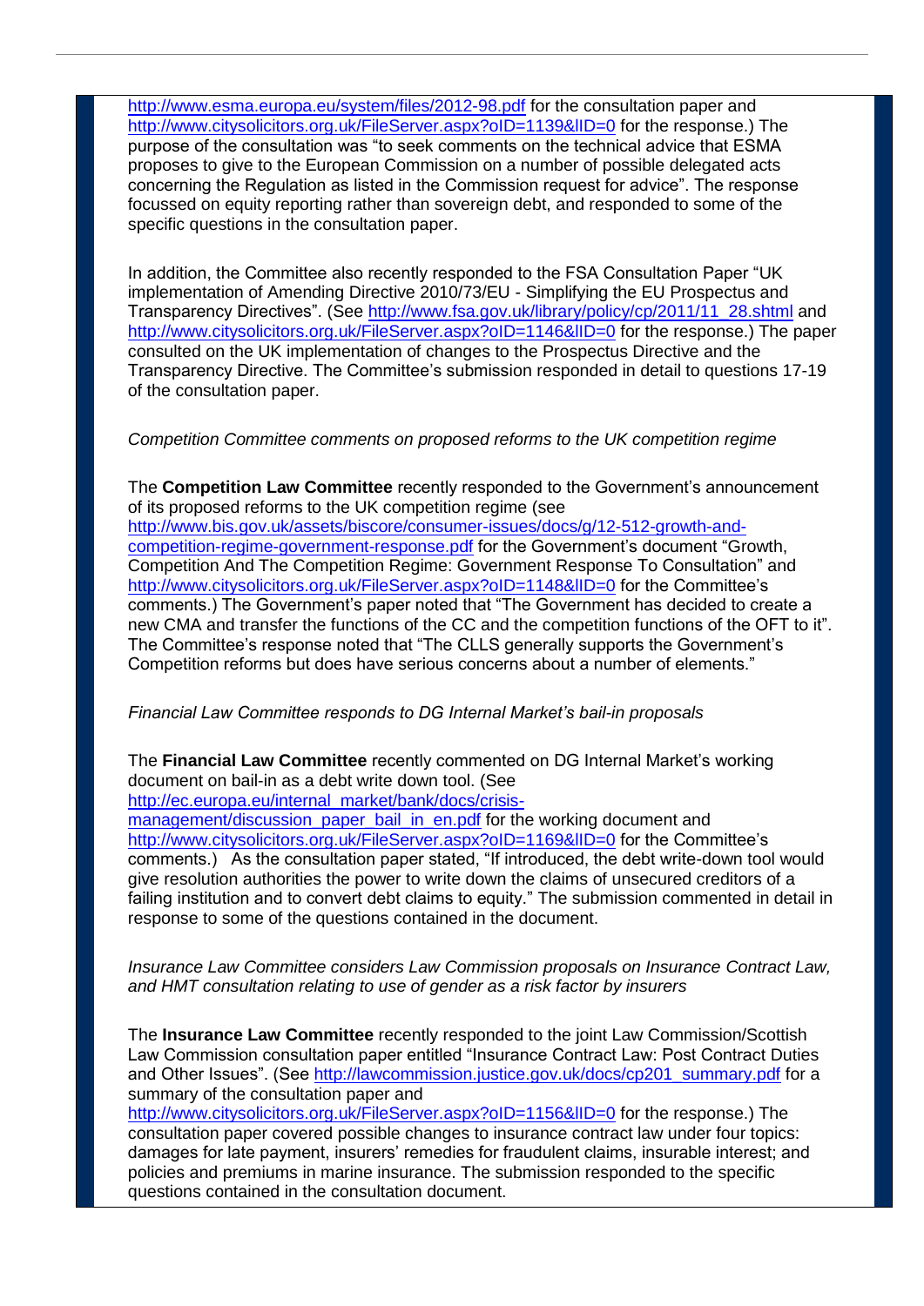http://www.esma.europa.eu/system/files/2012-98.pdf for the consultation paper and http://www.citysolicitors.org.uk/FileServer.aspx?oID=1139&lID=0 for the response.) The purpose of the consultation was "to seek comments on the technical advice that ESMA proposes to give to the European Commission on a number of possible delegated acts concerning the Regulation as listed in the Commission request for advice". The response focussed on equity reporting rather than sovereign debt, and responded to some of the specific questions in the consultation paper.

In addition, the Committee also recently responded to the FSA Consultation Paper "UK implementation of Amending Directive 2010/73/EU - Simplifying the EU Prospectus and Transparency Directives". (See http://www.fsa.gov.uk/library/policy/cp/2011/11_28.shtml and http://www.citysolicitors.org.uk/FileServer.aspx?oID=1146&lID=0 for the response.) The paper consulted on the UK implementation of changes to the Prospectus Directive and the Transparency Directive. The Committee's submission responded in detail to questions 17-19 of the consultation paper.

*Competition Committee comments on proposed reforms to the UK competition regime*

The **Competition Law Committee** recently responded to the Government's announcement of its proposed reforms to the UK competition regime (see http://www.bis.gov.uk/assets/biscore/consumer-issues/docs/g/12-512-growth-and-competition-regime-government-response.pdf for the Government's document "Growth, Competition And The Competition Regime: Government Response To Consultation" and http://www.citysolicitors.org.uk/FileServer.aspx?oID=1148&lID=0 for the Committee's comments.) The Government's paper noted that "The Government has decided to create a new CMA and transfer the functions of the CC and the competition functions of the OFT to it". The Committee's response noted that "The CLLS generally supports the Government's Competition reforms but does have serious concerns about a number of elements."

*Financial Law Committee responds to DG Internal Market's bail-in proposals*

The **Financial Law Committee** recently commented on DG Internal Market's working document on bail-in as a debt write down tool. (See http://ec.europa.eu/internal_market/bank/docs/crisis-management/discussion_paper_bail_in_en.pdf for the working document and http://www.citysolicitors.org.uk/FileServer.aspx?oID=1169&lID=0 for the Committee's comments.) As the consultation paper stated, "If introduced, the debt write-down tool would give resolution authorities the power to write down the claims of unsecured creditors of a failing institution and to convert debt claims to equity." The submission commented in detail in response to some of the questions contained in the document.

*Insurance Law Committee considers Law Commission proposals on Insurance Contract Law, and HMT consultation relating to use of gender as a risk factor by insurers*

The **Insurance Law Committee** recently responded to the joint Law Commission/Scottish Law Commission consultation paper entitled "Insurance Contract Law: Post Contract Duties and Other Issues". (See http://lawcommission.justice.gov.uk/docs/cp201_summary.pdf for a summary of the consultation paper and http://www.citysolicitors.org.uk/FileServer.aspx?oID=1156&lID=0 for the response.) The consultation paper covered possible changes to insurance contract law under four topics: damages for late payment, insurers' remedies for fraudulent claims, insurable interest; and policies and premiums in marine insurance. The submission responded to the specific questions contained in the consultation document.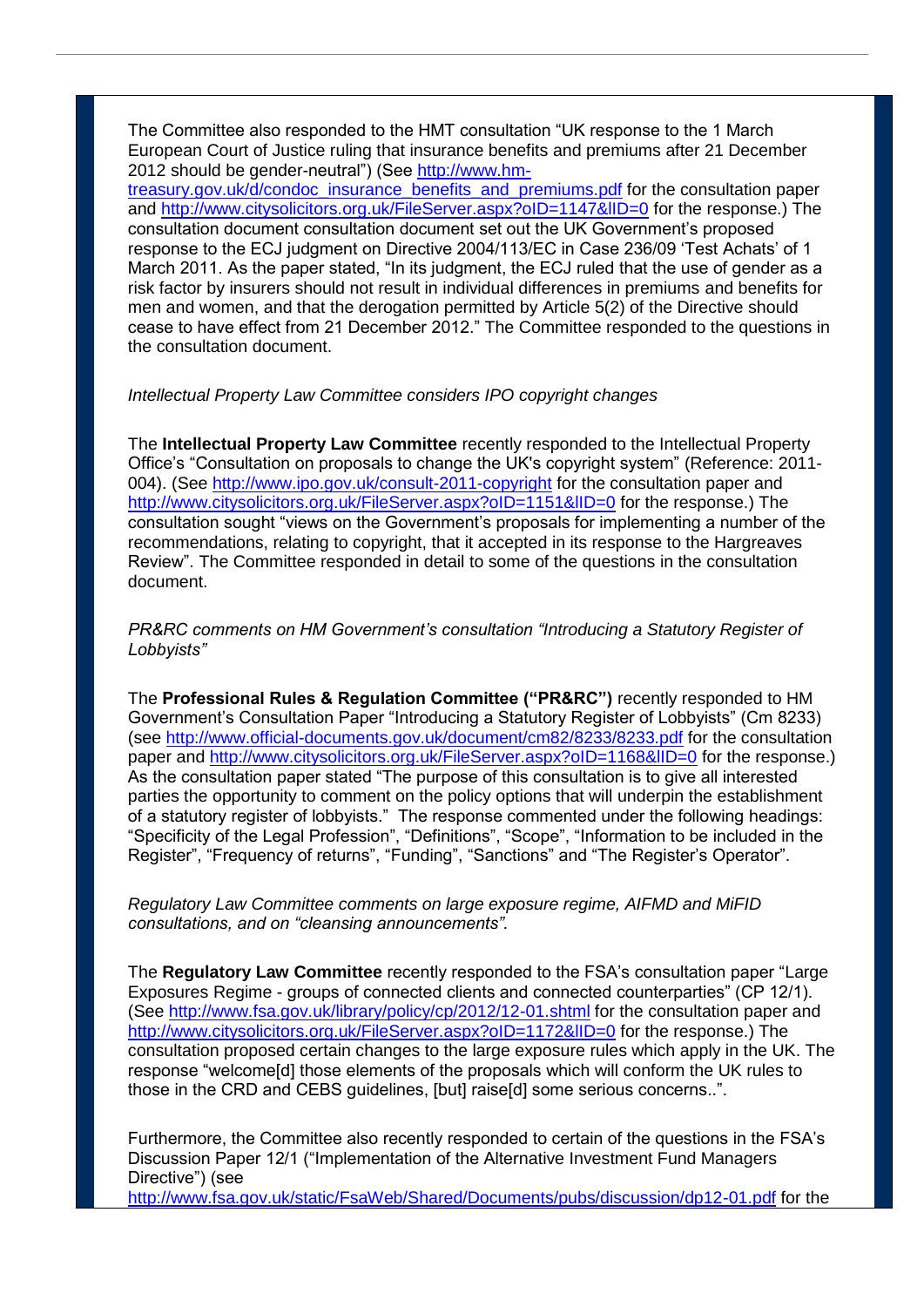The Committee also responded to the HMT consultation "UK response to the 1 March European Court of Justice ruling that insurance benefits and premiums after 21 December 2012 should be gender-neutral") (See http://www.hm-treasury.gov.uk/d/condoc_insurance_benefits_and_premiums.pdf for the consultation paper and http://www.citysolicitors.org.uk/FileServer.aspx?oID=1147&lID=0 for the response.) The consultation document consultation document set out the UK Government's proposed response to the ECJ judgment on Directive 2004/113/EC in Case 236/09 'Test Achats' of 1 March 2011. As the paper stated, "In its judgment, the ECJ ruled that the use of gender as a risk factor by insurers should not result in individual differences in premiums and benefits for men and women, and that the derogation permitted by Article 5(2) of the Directive should cease to have effect from 21 December 2012." The Committee responded to the questions in the consultation document.

*Intellectual Property Law Committee considers IPO copyright changes*

The **Intellectual Property Law Committee** recently responded to the Intellectual Property Office's "Consultation on proposals to change the UK's copyright system" (Reference: 2011-004). (See http://www.ipo.gov.uk/consult-2011-copyright for the consultation paper and http://www.citysolicitors.org.uk/FileServer.aspx?oID=1151&lID=0 for the response.) The consultation sought "views on the Government's proposals for implementing a number of the recommendations, relating to copyright, that it accepted in its response to the Hargreaves Review". The Committee responded in detail to some of the questions in the consultation document.

*PR&RC comments on HM Government's consultation "Introducing a Statutory Register of Lobbyists"*

The **Professional Rules & Regulation Committee ("PR&RC")** recently responded to HM Government's Consultation Paper "Introducing a Statutory Register of Lobbyists" (Cm 8233) (see http://www.official-documents.gov.uk/document/cm82/8233/8233.pdf for the consultation paper and http://www.citysolicitors.org.uk/FileServer.aspx?oID=1168&lID=0 for the response.) As the consultation paper stated "The purpose of this consultation is to give all interested parties the opportunity to comment on the policy options that will underpin the establishment of a statutory register of lobbyists." The response commented under the following headings: "Specificity of the Legal Profession", "Definitions", "Scope", "Information to be included in the Register", "Frequency of returns", "Funding", "Sanctions" and "The Register's Operator".

*Regulatory Law Committee comments on large exposure regime, AIFMD and MiFID consultations, and on "cleansing announcements".*

The **Regulatory Law Committee** recently responded to the FSA's consultation paper "Large Exposures Regime - groups of connected clients and connected counterparties" (CP 12/1). (See http://www.fsa.gov.uk/library/policy/cp/2012/12-01.shtml for the consultation paper and http://www.citysolicitors.org.uk/FileServer.aspx?oID=1172&lID=0 for the response.) The consultation proposed certain changes to the large exposure rules which apply in the UK. The response "welcome[d] those elements of the proposals which will conform the UK rules to those in the CRD and CEBS guidelines, [but] raise[d] some serious concerns..".

Furthermore, the Committee also recently responded to certain of the questions in the FSA's Discussion Paper 12/1 ("Implementation of the Alternative Investment Fund Managers Directive") (see http://www.fsa.gov.uk/static/FsaWeb/Shared/Documents/pubs/discussion/dp12-01.pdf for the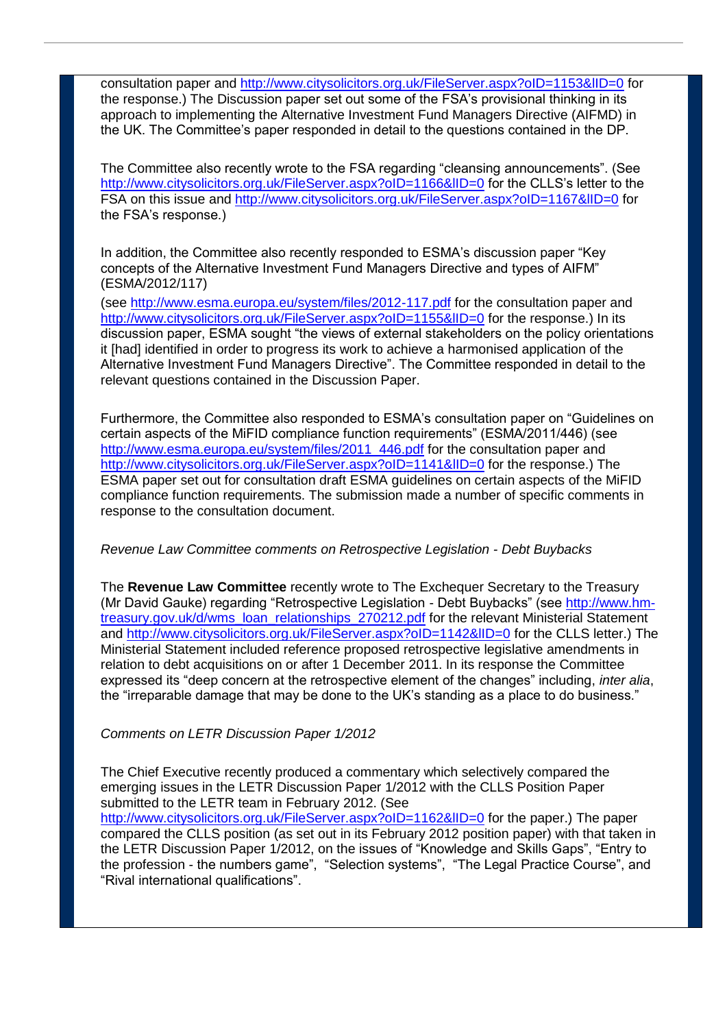consultation paper and http://www.citysolicitors.org.uk/FileServer.aspx?oID=1153&lID=0 for the response.) The Discussion paper set out some of the FSA's provisional thinking in its approach to implementing the Alternative Investment Fund Managers Directive (AIFMD) in the UK. The Committee's paper responded in detail to the questions contained in the DP.

The Committee also recently wrote to the FSA regarding "cleansing announcements". (See http://www.citysolicitors.org.uk/FileServer.aspx?oID=1166&lID=0 for the CLLS's letter to the FSA on this issue and http://www.citysolicitors.org.uk/FileServer.aspx?oID=1167&lID=0 for the FSA's response.)

In addition, the Committee also recently responded to ESMA's discussion paper "Key concepts of the Alternative Investment Fund Managers Directive and types of AIFM" (ESMA/2012/117)
(see http://www.esma.europa.eu/system/files/2012-117.pdf for the consultation paper and http://www.citysolicitors.org.uk/FileServer.aspx?oID=1155&lID=0 for the response.) In its discussion paper, ESMA sought "the views of external stakeholders on the policy orientations it [had] identified in order to progress its work to achieve a harmonised application of the Alternative Investment Fund Managers Directive". The Committee responded in detail to the relevant questions contained in the Discussion Paper.

Furthermore, the Committee also responded to ESMA's consultation paper on "Guidelines on certain aspects of the MiFID compliance function requirements" (ESMA/2011/446) (see http://www.esma.europa.eu/system/files/2011_446.pdf for the consultation paper and http://www.citysolicitors.org.uk/FileServer.aspx?oID=1141&lID=0 for the response.) The ESMA paper set out for consultation draft ESMA guidelines on certain aspects of the MiFID compliance function requirements. The submission made a number of specific comments in response to the consultation document.

*Revenue Law Committee comments on Retrospective Legislation - Debt Buybacks*

The **Revenue Law Committee** recently wrote to The Exchequer Secretary to the Treasury (Mr David Gauke) regarding "Retrospective Legislation - Debt Buybacks" (see http://www.hm-treasury.gov.uk/d/wms_loan_relationships_270212.pdf for the relevant Ministerial Statement and http://www.citysolicitors.org.uk/FileServer.aspx?oID=1142&lID=0 for the CLLS letter.) The Ministerial Statement included reference proposed retrospective legislative amendments in relation to debt acquisitions on or after 1 December 2011. In its response the Committee expressed its "deep concern at the retrospective element of the changes" including, *inter alia*, the "irreparable damage that may be done to the UK's standing as a place to do business."

*Comments on LETR Discussion Paper 1/2012*

The Chief Executive recently produced a commentary which selectively compared the emerging issues in the LETR Discussion Paper 1/2012 with the CLLS Position Paper submitted to the LETR team in February 2012. (See http://www.citysolicitors.org.uk/FileServer.aspx?oID=1162&lID=0 for the paper.) The paper compared the CLLS position (as set out in its February 2012 position paper) with that taken in the LETR Discussion Paper 1/2012, on the issues of "Knowledge and Skills Gaps", "Entry to the profession - the numbers game", "Selection systems", "The Legal Practice Course", and "Rival international qualifications".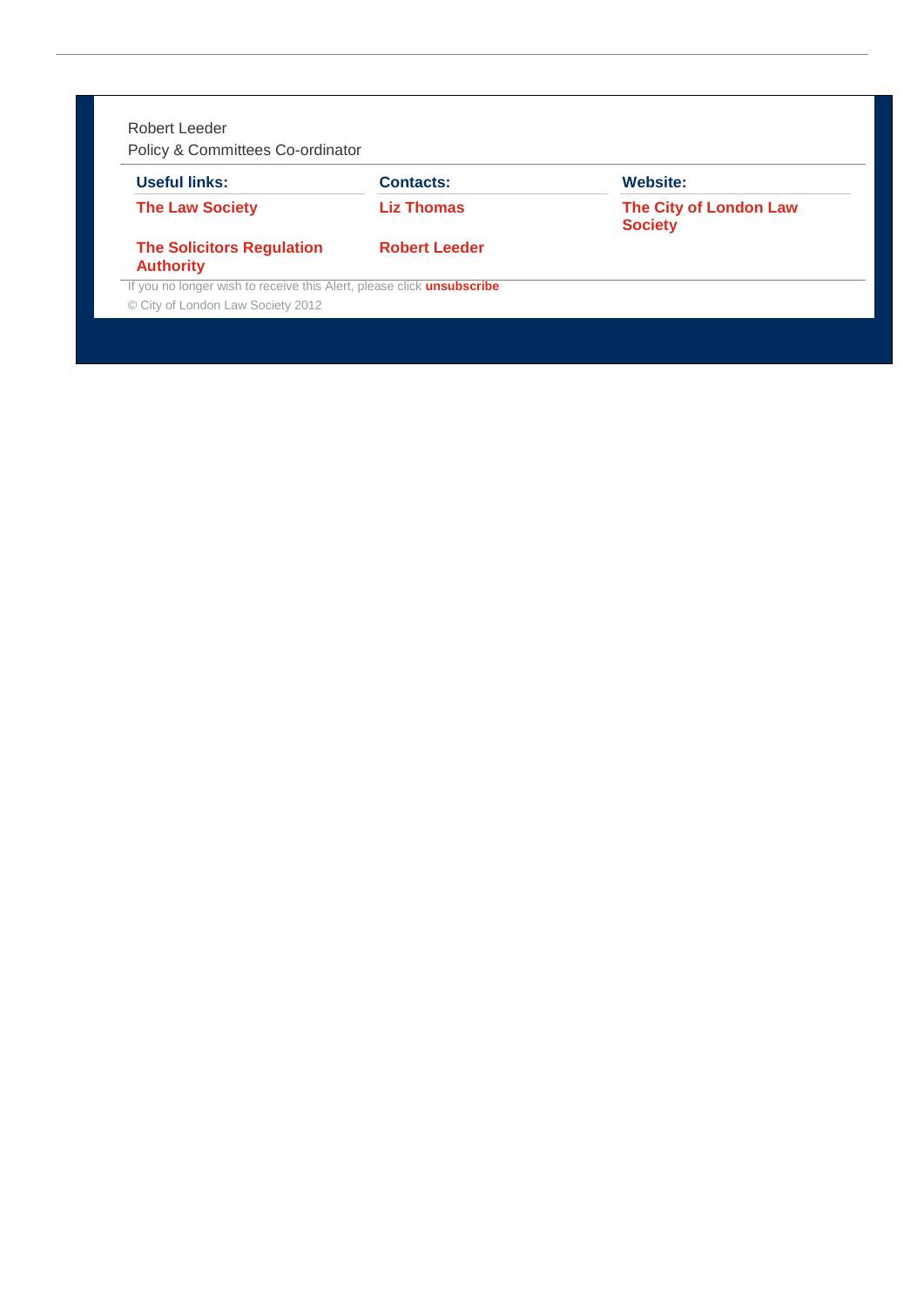Robert Leeder
Policy & Committees Co-ordinator

| Useful links: | Contacts: | Website: |
|---|---|---|
| **The Law Society** | **Liz Thomas** | **The City of London Law Society** |
| **The Solicitors Regulation Authority** | **Robert Leeder** | |

If you no longer wish to receive this Alert, please click **unsubscribe**

© City of London Law Society 2012